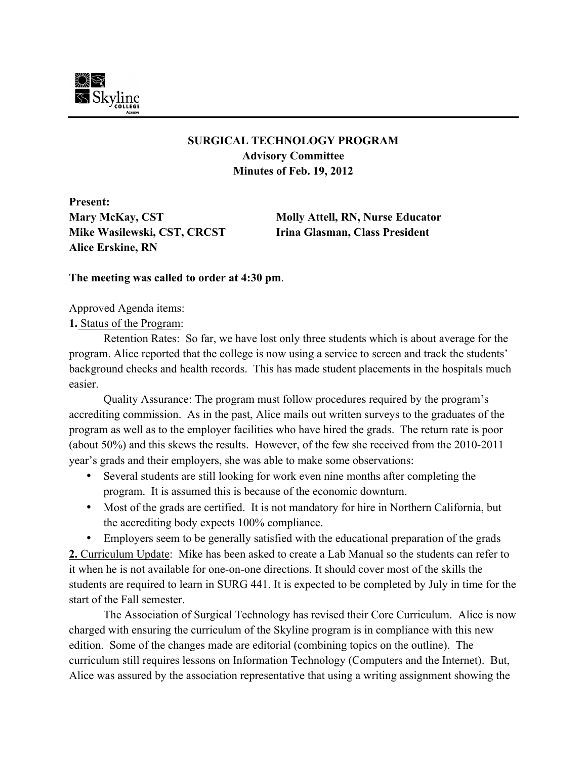**SURGICAL TECHNOLOGY PROGRAM**
**Advisory Committee**
**Minutes of Feb. 19, 2012**

**Present:**

**Mary McKay, CST**
**Mike Wasilewski, CST, CRCST**
**Alice Erskine, RN**
**Molly Attell, RN, Nurse Educator**
**Irina Glasman, Class President**

**The meeting was called to order at 4:30 pm**.

Approved Agenda items:

**1.** Status of the Program:

Retention Rates: So far, we have lost only three students which is about average for the program. Alice reported that the college is now using a service to screen and track the students' background checks and health records. This has made student placements in the hospitals much easier.

Quality Assurance: The program must follow procedures required by the program's accrediting commission. As in the past, Alice mails out written surveys to the graduates of the program as well as to the employer facilities who have hired the grads. The return rate is poor (about 50%) and this skews the results. However, of the few she received from the 2010-2011 year's grads and their employers, she was able to make some observations:

- Several students are still looking for work even nine months after completing the program. It is assumed this is because of the economic downturn.
- Most of the grads are certified. It is not mandatory for hire in Northern California, but the accrediting body expects 100% compliance.
- Employers seem to be generally satisfied with the educational preparation of the grads

**2.** Curriculum Update: Mike has been asked to create a Lab Manual so the students can refer to it when he is not available for one-on-one directions. It should cover most of the skills the students are required to learn in SURG 441. It is expected to be completed by July in time for the start of the Fall semester.

The Association of Surgical Technology has revised their Core Curriculum. Alice is now charged with ensuring the curriculum of the Skyline program is in compliance with this new edition. Some of the changes made are editorial (combining topics on the outline). The curriculum still requires lessons on Information Technology (Computers and the Internet). But, Alice was assured by the association representative that using a writing assignment showing the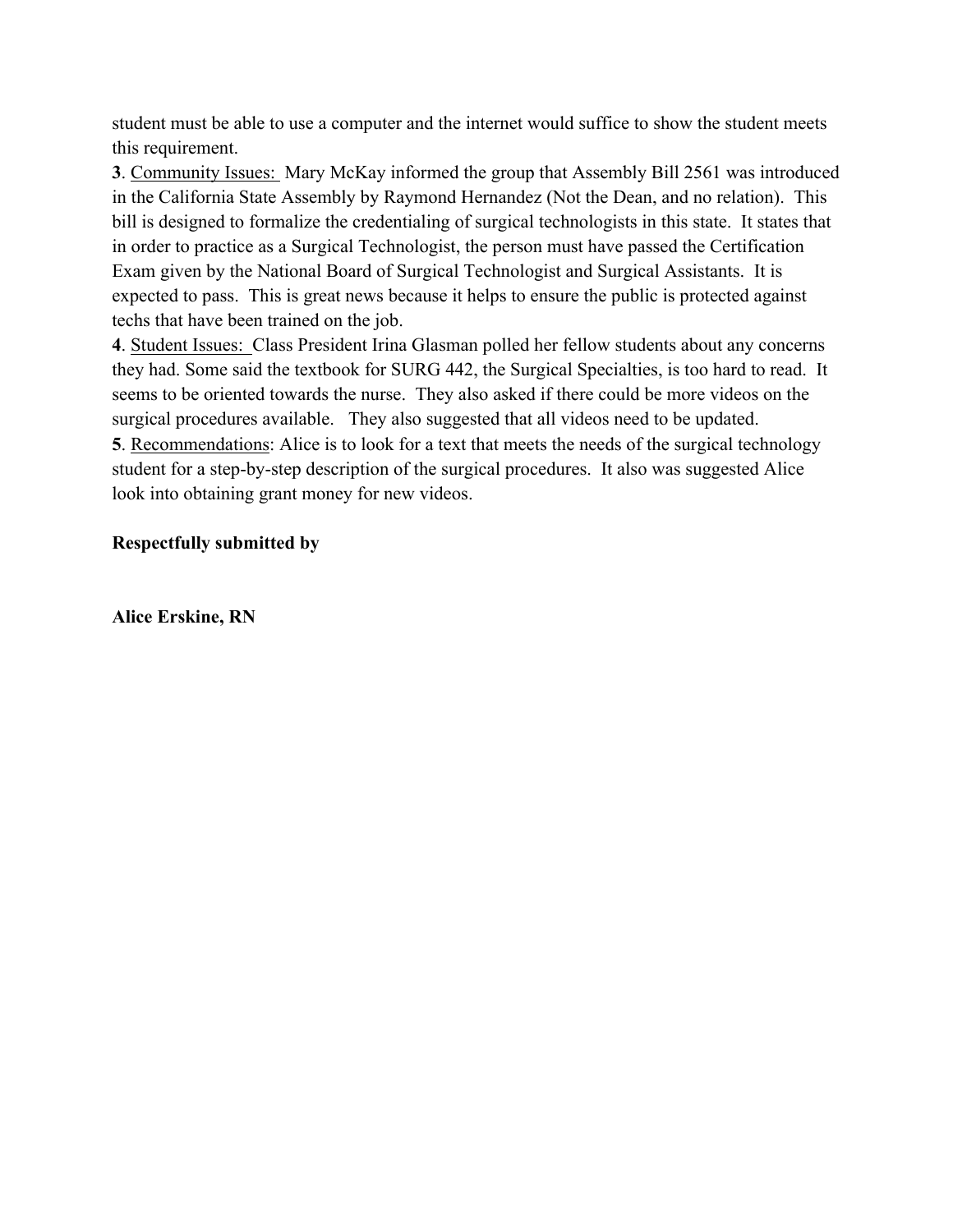student must be able to use a computer and the internet would suffice to show the student meets this requirement.

**3**. Community Issues: Mary McKay informed the group that Assembly Bill 2561 was introduced in the California State Assembly by Raymond Hernandez (Not the Dean, and no relation). This bill is designed to formalize the credentialing of surgical technologists in this state. It states that in order to practice as a Surgical Technologist, the person must have passed the Certification Exam given by the National Board of Surgical Technologist and Surgical Assistants. It is expected to pass. This is great news because it helps to ensure the public is protected against techs that have been trained on the job.

**4**. Student Issues: Class President Irina Glasman polled her fellow students about any concerns they had. Some said the textbook for SURG 442, the Surgical Specialties, is too hard to read. It seems to be oriented towards the nurse. They also asked if there could be more videos on the surgical procedures available. They also suggested that all videos need to be updated.

**5**. Recommendations: Alice is to look for a text that meets the needs of the surgical technology student for a step-by-step description of the surgical procedures. It also was suggested Alice look into obtaining grant money for new videos.

**Respectfully submitted by**

**Alice Erskine, RN**